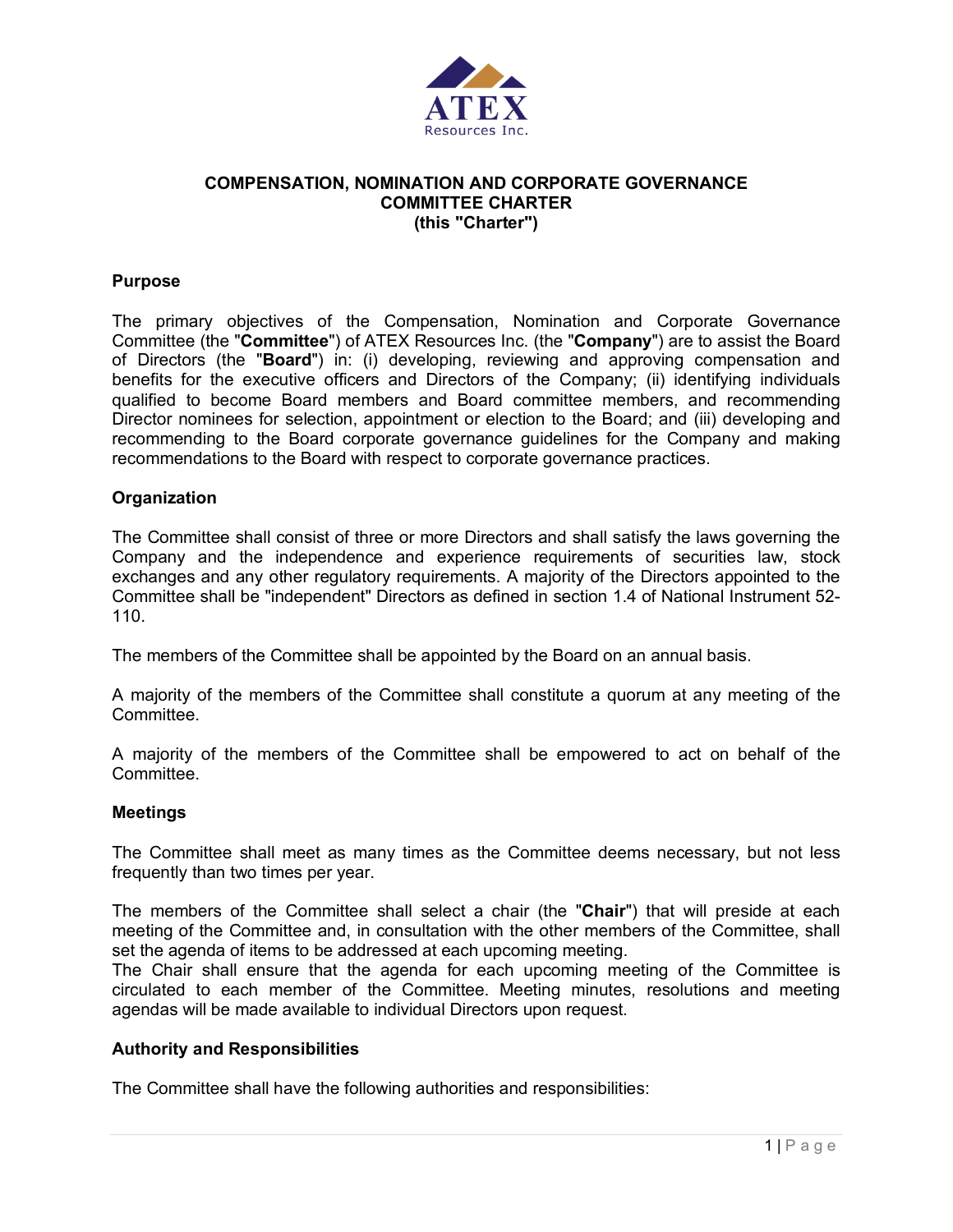ATEX
Resources Inc.

# COMPENSATION, NOMINATION AND CORPORATE GOVERNANCE COMMITTEE CHARTER
**(this "Charter")**

## Purpose

The primary objectives of the Compensation, Nomination and Corporate Governance Committee (the "**Committee**") of ATEX Resources Inc. (the "**Company**") are to assist the Board of Directors (the "**Board**") in: (i) developing, reviewing and approving compensation and benefits for the executive officers and Directors of the Company; (ii) identifying individuals qualified to become Board members and Board committee members, and recommending Director nominees for selection, appointment or election to the Board; and (iii) developing and recommending to the Board corporate governance guidelines for the Company and making recommendations to the Board with respect to corporate governance practices.

## Organization

The Committee shall consist of three or more Directors and shall satisfy the laws governing the Company and the independence and experience requirements of securities law, stock exchanges and any other regulatory requirements. A majority of the Directors appointed to the Committee shall be "independent" Directors as defined in section 1.4 of National Instrument 52-110.

The members of the Committee shall be appointed by the Board on an annual basis.

A majority of the members of the Committee shall constitute a quorum at any meeting of the Committee.

A majority of the members of the Committee shall be empowered to act on behalf of the Committee.

## Meetings

The Committee shall meet as many times as the Committee deems necessary, but not less frequently than two times per year.

The members of the Committee shall select a chair (the "**Chair**") that will preside at each meeting of the Committee and, in consultation with the other members of the Committee, shall set the agenda of items to be addressed at each upcoming meeting.
The Chair shall ensure that the agenda for each upcoming meeting of the Committee is circulated to each member of the Committee. Meeting minutes, resolutions and meeting agendas will be made available to individual Directors upon request.

## Authority and Responsibilities

The Committee shall have the following authorities and responsibilities: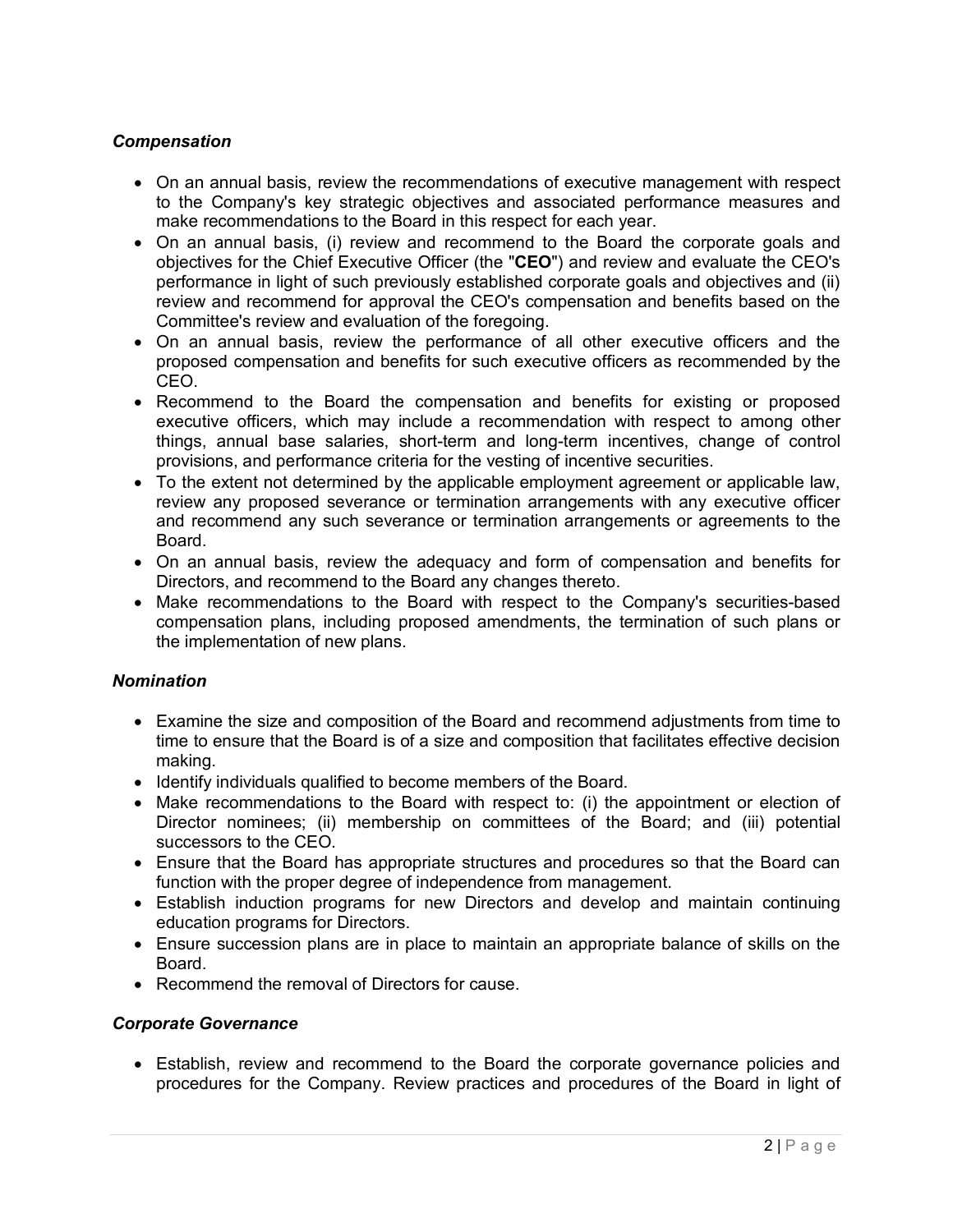***Compensation***

- On an annual basis, review the recommendations of executive management with respect to the Company's key strategic objectives and associated performance measures and make recommendations to the Board in this respect for each year.
- On an annual basis, (i) review and recommend to the Board the corporate goals and objectives for the Chief Executive Officer (the "**CEO**") and review and evaluate the CEO's performance in light of such previously established corporate goals and objectives and (ii) review and recommend for approval the CEO's compensation and benefits based on the Committee's review and evaluation of the foregoing.
- On an annual basis, review the performance of all other executive officers and the proposed compensation and benefits for such executive officers as recommended by the CEO.
- Recommend to the Board the compensation and benefits for existing or proposed executive officers, which may include a recommendation with respect to among other things, annual base salaries, short-term and long-term incentives, change of control provisions, and performance criteria for the vesting of incentive securities.
- To the extent not determined by the applicable employment agreement or applicable law, review any proposed severance or termination arrangements with any executive officer and recommend any such severance or termination arrangements or agreements to the Board.
- On an annual basis, review the adequacy and form of compensation and benefits for Directors, and recommend to the Board any changes thereto.
- Make recommendations to the Board with respect to the Company's securities-based compensation plans, including proposed amendments, the termination of such plans or the implementation of new plans.

***Nomination***

- Examine the size and composition of the Board and recommend adjustments from time to time to ensure that the Board is of a size and composition that facilitates effective decision making.
- Identify individuals qualified to become members of the Board.
- Make recommendations to the Board with respect to: (i) the appointment or election of Director nominees; (ii) membership on committees of the Board; and (iii) potential successors to the CEO.
- Ensure that the Board has appropriate structures and procedures so that the Board can function with the proper degree of independence from management.
- Establish induction programs for new Directors and develop and maintain continuing education programs for Directors.
- Ensure succession plans are in place to maintain an appropriate balance of skills on the Board.
- Recommend the removal of Directors for cause.

***Corporate Governance***

- Establish, review and recommend to the Board the corporate governance policies and procedures for the Company. Review practices and procedures of the Board in light of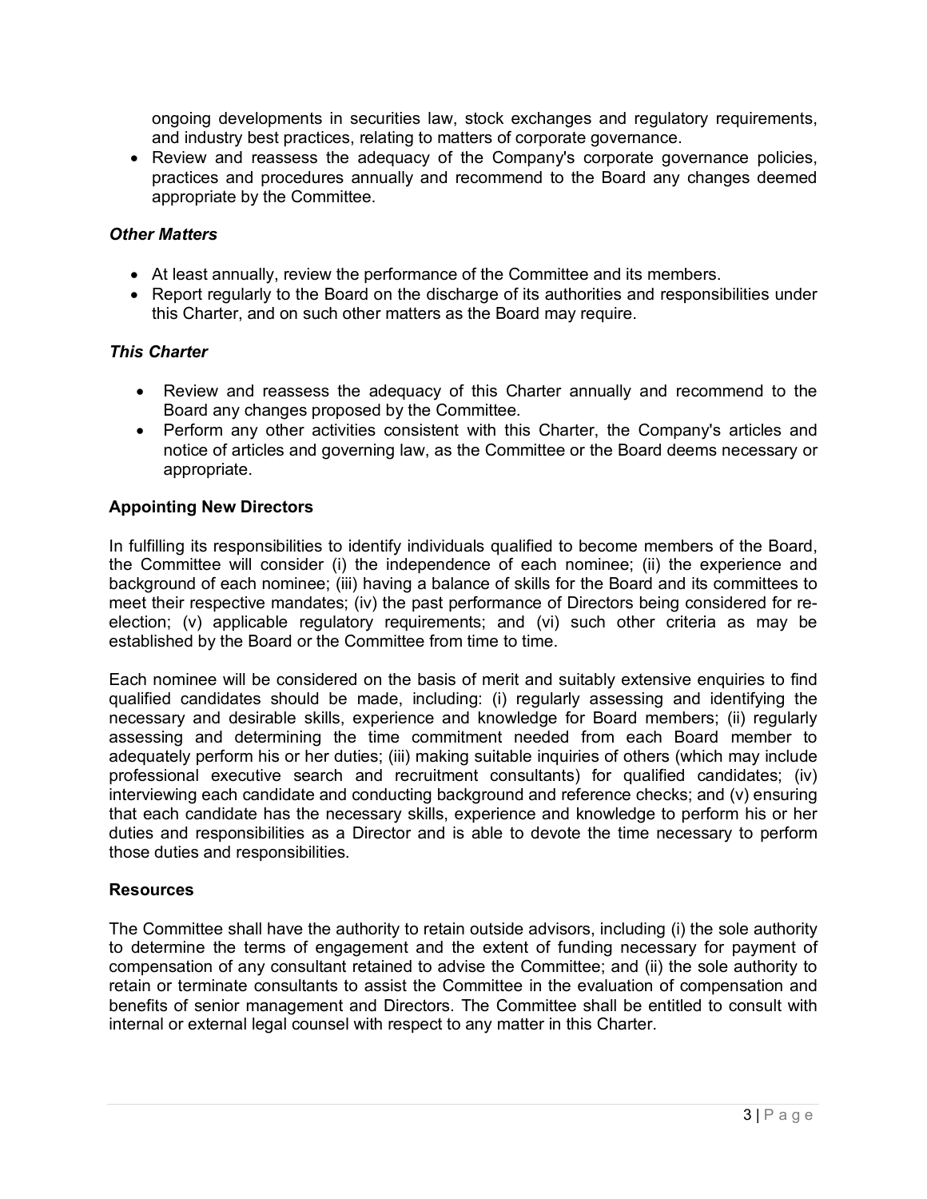ongoing developments in securities law, stock exchanges and regulatory requirements, and industry best practices, relating to matters of corporate governance.
- Review and reassess the adequacy of the Company's corporate governance policies, practices and procedures annually and recommend to the Board any changes deemed appropriate by the Committee.

***Other Matters***

- At least annually, review the performance of the Committee and its members.
- Report regularly to the Board on the discharge of its authorities and responsibilities under this Charter, and on such other matters as the Board may require.

***This Charter***

- Review and reassess the adequacy of this Charter annually and recommend to the Board any changes proposed by the Committee.
- Perform any other activities consistent with this Charter, the Company's articles and notice of articles and governing law, as the Committee or the Board deems necessary or appropriate.

**Appointing New Directors**

In fulfilling its responsibilities to identify individuals qualified to become members of the Board, the Committee will consider (i) the independence of each nominee; (ii) the experience and background of each nominee; (iii) having a balance of skills for the Board and its committees to meet their respective mandates; (iv) the past performance of Directors being considered for re-election; (v) applicable regulatory requirements; and (vi) such other criteria as may be established by the Board or the Committee from time to time.

Each nominee will be considered on the basis of merit and suitably extensive enquiries to find qualified candidates should be made, including: (i) regularly assessing and identifying the necessary and desirable skills, experience and knowledge for Board members; (ii) regularly assessing and determining the time commitment needed from each Board member to adequately perform his or her duties; (iii) making suitable inquiries of others (which may include professional executive search and recruitment consultants) for qualified candidates; (iv) interviewing each candidate and conducting background and reference checks; and (v) ensuring that each candidate has the necessary skills, experience and knowledge to perform his or her duties and responsibilities as a Director and is able to devote the time necessary to perform those duties and responsibilities.

**Resources**

The Committee shall have the authority to retain outside advisors, including (i) the sole authority to determine the terms of engagement and the extent of funding necessary for payment of compensation of any consultant retained to advise the Committee; and (ii) the sole authority to retain or terminate consultants to assist the Committee in the evaluation of compensation and benefits of senior management and Directors. The Committee shall be entitled to consult with internal or external legal counsel with respect to any matter in this Charter.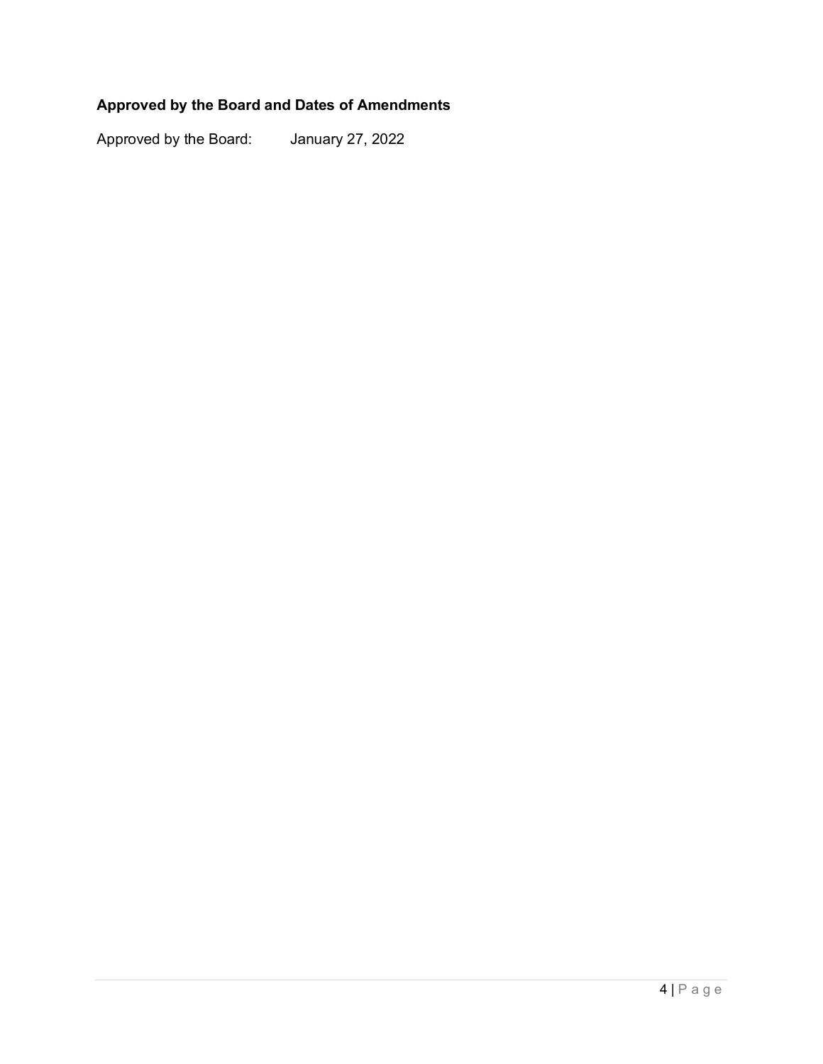**Approved by the Board and Dates of Amendments**

Approved by the Board: January 27, 2022